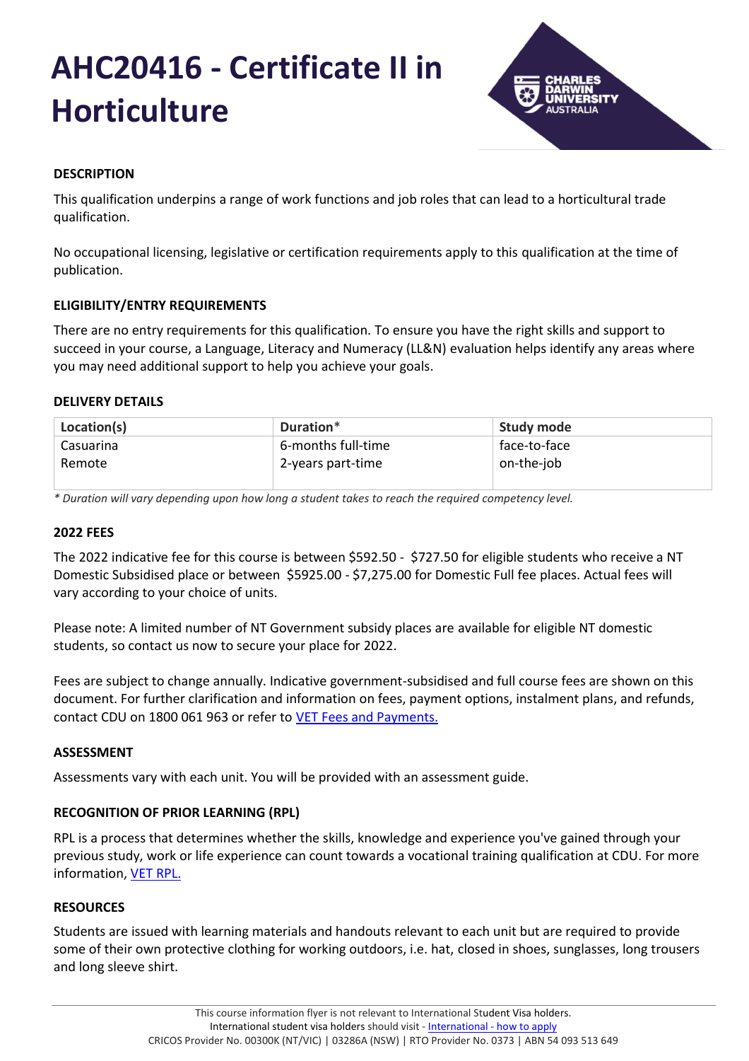# AHC20416 - Certificate II in Horticulture

## DESCRIPTION

This qualification underpins a range of work functions and job roles that can lead to a horticultural trade qualification.

No occupational licensing, legislative or certification requirements apply to this qualification at the time of publication.

## ELIGIBILITY/ENTRY REQUIREMENTS

There are no entry requirements for this qualification. To ensure you have the right skills and support to succeed in your course, a Language, Literacy and Numeracy (LL&N) evaluation helps identify any areas where you may need additional support to help you achieve your goals.

## DELIVERY DETAILS

| Location(s) | Duration* | Study mode |
| --- | --- | --- |
| Casuarina<br>Remote | 6-months full-time<br>2-years part-time | face-to-face<br>on-the-job |

*\* Duration will vary depending upon how long a student takes to reach the required competency level.*

## 2022 FEES

The 2022 indicative fee for this course is between $592.50 - $727.50 for eligible students who receive a NT Domestic Subsidised place or between $5925.00 - $7,275.00 for Domestic Full fee places. Actual fees will vary according to your choice of units.

Please note: A limited number of NT Government subsidy places are available for eligible NT domestic students, so contact us now to secure your place for 2022.

Fees are subject to change annually. Indicative government-subsidised and full course fees are shown on this document. For further clarification and information on fees, payment options, instalment plans, and refunds, contact CDU on 1800 061 963 or refer to [VET Fees and Payments.]()

## ASSESSMENT

Assessments vary with each unit. You will be provided with an assessment guide.

## RECOGNITION OF PRIOR LEARNING (RPL)

RPL is a process that determines whether the skills, knowledge and experience you've gained through your previous study, work or life experience can count towards a vocational training qualification at CDU. For more information, [VET RPL.]()

## RESOURCES

Students are issued with learning materials and handouts relevant to each unit but are required to provide some of their own protective clothing for working outdoors, i.e. hat, closed in shoes, sunglasses, long trousers and long sleeve shirt.

This course information flyer is not relevant to International Student Visa holders.
International student visa holders should visit - [International - how to apply]()
CRICOS Provider No. 00300K (NT/VIC) | 03286A (NSW) | RTO Provider No. 0373 | ABN 54 093 513 649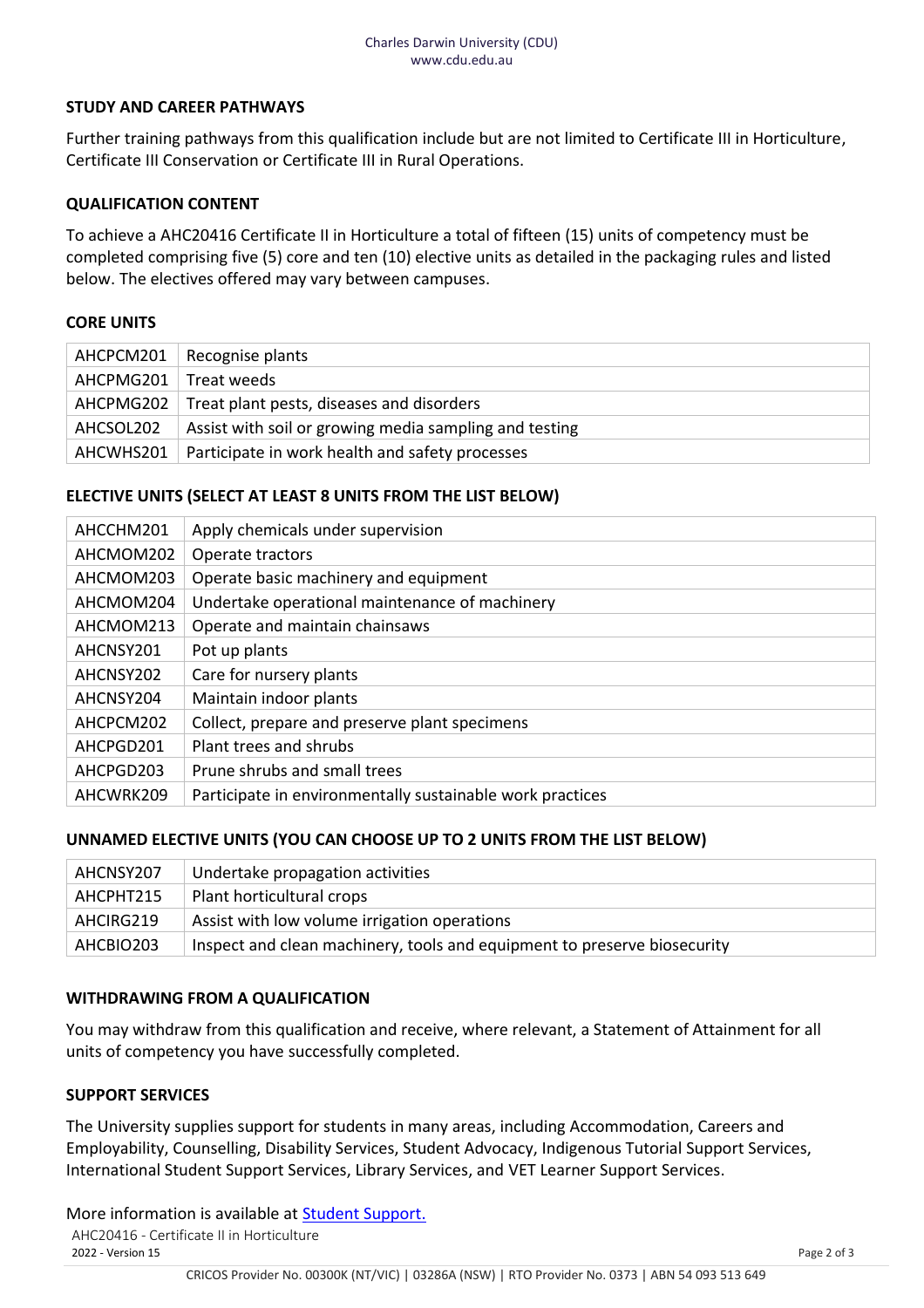## STUDY AND CAREER PATHWAYS

Further training pathways from this qualification include but are not limited to Certificate III in Horticulture, Certificate III Conservation or Certificate III in Rural Operations.

## QUALIFICATION CONTENT

To achieve a AHC20416 Certificate II in Horticulture a total of fifteen (15) units of competency must be completed comprising five (5) core and ten (10) elective units as detailed in the packaging rules and listed below. The electives offered may vary between campuses.

## CORE UNITS

| | |
|---|---|
| AHCPCM201 | Recognise plants |
| AHCPMG201 | Treat weeds |
| AHCPMG202 | Treat plant pests, diseases and disorders |
| AHCSOL202 | Assist with soil or growing media sampling and testing |
| AHCWHS201 | Participate in work health and safety processes |

## ELECTIVE UNITS (SELECT AT LEAST 8 UNITS FROM THE LIST BELOW)

| | |
|---|---|
| AHCCHM201 | Apply chemicals under supervision |
| AHCMOM202 | Operate tractors |
| AHCMOM203 | Operate basic machinery and equipment |
| AHCMOM204 | Undertake operational maintenance of machinery |
| AHCMOM213 | Operate and maintain chainsaws |
| AHCNSY201 | Pot up plants |
| AHCNSY202 | Care for nursery plants |
| AHCNSY204 | Maintain indoor plants |
| AHCPCM202 | Collect, prepare and preserve plant specimens |
| AHCPGD201 | Plant trees and shrubs |
| AHCPGD203 | Prune shrubs and small trees |
| AHCWRK209 | Participate in environmentally sustainable work practices |

## UNNAMED ELECTIVE UNITS (YOU CAN CHOOSE UP TO 2 UNITS FROM THE LIST BELOW)

| | |
|---|---|
| AHCNSY207 | Undertake propagation activities |
| AHCPHT215 | Plant horticultural crops |
| AHCIRG219 | Assist with low volume irrigation operations |
| AHCBIO203 | Inspect and clean machinery, tools and equipment to preserve biosecurity |

## WITHDRAWING FROM A QUALIFICATION

You may withdraw from this qualification and receive, where relevant, a Statement of Attainment for all units of competency you have successfully completed.

## SUPPORT SERVICES

The University supplies support for students in many areas, including Accommodation, Careers and Employability, Counselling, Disability Services, Student Advocacy, Indigenous Tutorial Support Services, International Student Support Services, Library Services, and VET Learner Support Services.

More information is available at [Student Support.]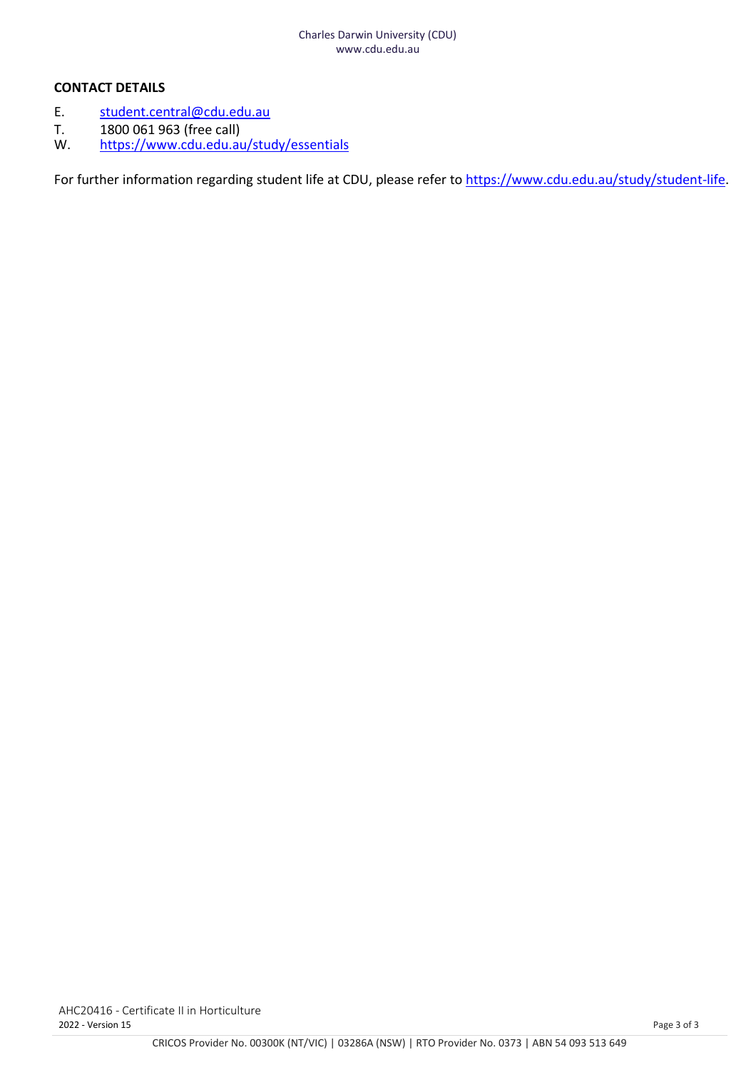### CONTACT DETAILS

E. student.central@cdu.edu.au
T. 1800 061 963 (free call)
W. https://www.cdu.edu.au/study/essentials

For further information regarding student life at CDU, please refer to https://www.cdu.edu.au/study/student-life.